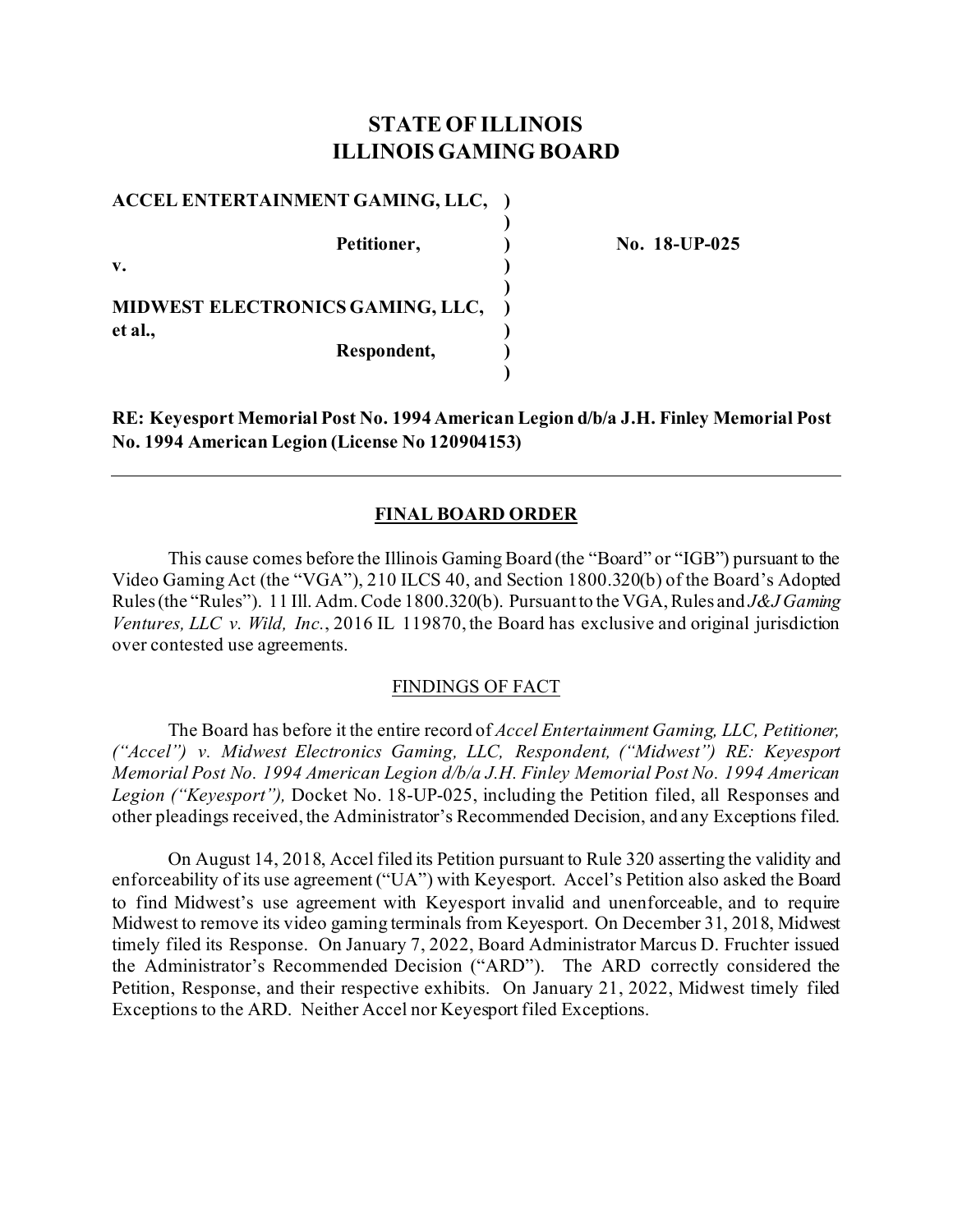# STATE OF ILLINOIS
# ILLINOIS GAMING BOARD

| | | |
|---|---|---|
| **ACCEL ENTERTAINMENT GAMING, LLC,** | **)** | |
| | **)** | |
| **Petitioner,** | **)** | **No. 18-UP-025** |
| **v.** | **)** | |
| | **)** | |
| **MIDWEST ELECTRONICS GAMING, LLC, et al.,** | **)** | |
| | **)** | |
| **Respondent,** | **)** | |
| | **)** | |

**RE: Keyesport Memorial Post No. 1994 American Legion d/b/a J.H. Finley Memorial Post No. 1994 American Legion (License No 120904153)**

---

## FINAL BOARD ORDER

This cause comes before the Illinois Gaming Board (the "Board" or "IGB") pursuant to the Video Gaming Act (the "VGA"), 210 ILCS 40, and Section 1800.320(b) of the Board's Adopted Rules (the "Rules"). 11 Ill. Adm. Code 1800.320(b). Pursuant to the VGA, Rules and *J&J Gaming Ventures, LLC v. Wild, Inc.*, 2016 IL 119870, the Board has exclusive and original jurisdiction over contested use agreements.

### FINDINGS OF FACT

The Board has before it the entire record of *Accel Entertainment Gaming, LLC, Petitioner, ("Accel") v. Midwest Electronics Gaming, LLC, Respondent, ("Midwest") RE: Keyesport Memorial Post No. 1994 American Legion d/b/a J.H. Finley Memorial Post No. 1994 American Legion ("Keyesport"),* Docket No. 18-UP-025, including the Petition filed, all Responses and other pleadings received, the Administrator's Recommended Decision, and any Exceptions filed.

On August 14, 2018, Accel filed its Petition pursuant to Rule 320 asserting the validity and enforceability of its use agreement ("UA") with Keyesport. Accel's Petition also asked the Board to find Midwest's use agreement with Keyesport invalid and unenforceable, and to require Midwest to remove its video gaming terminals from Keyesport. On December 31, 2018, Midwest timely filed its Response. On January 7, 2022, Board Administrator Marcus D. Fruchter issued the Administrator's Recommended Decision ("ARD"). The ARD correctly considered the Petition, Response, and their respective exhibits. On January 21, 2022, Midwest timely filed Exceptions to the ARD. Neither Accel nor Keyesport filed Exceptions.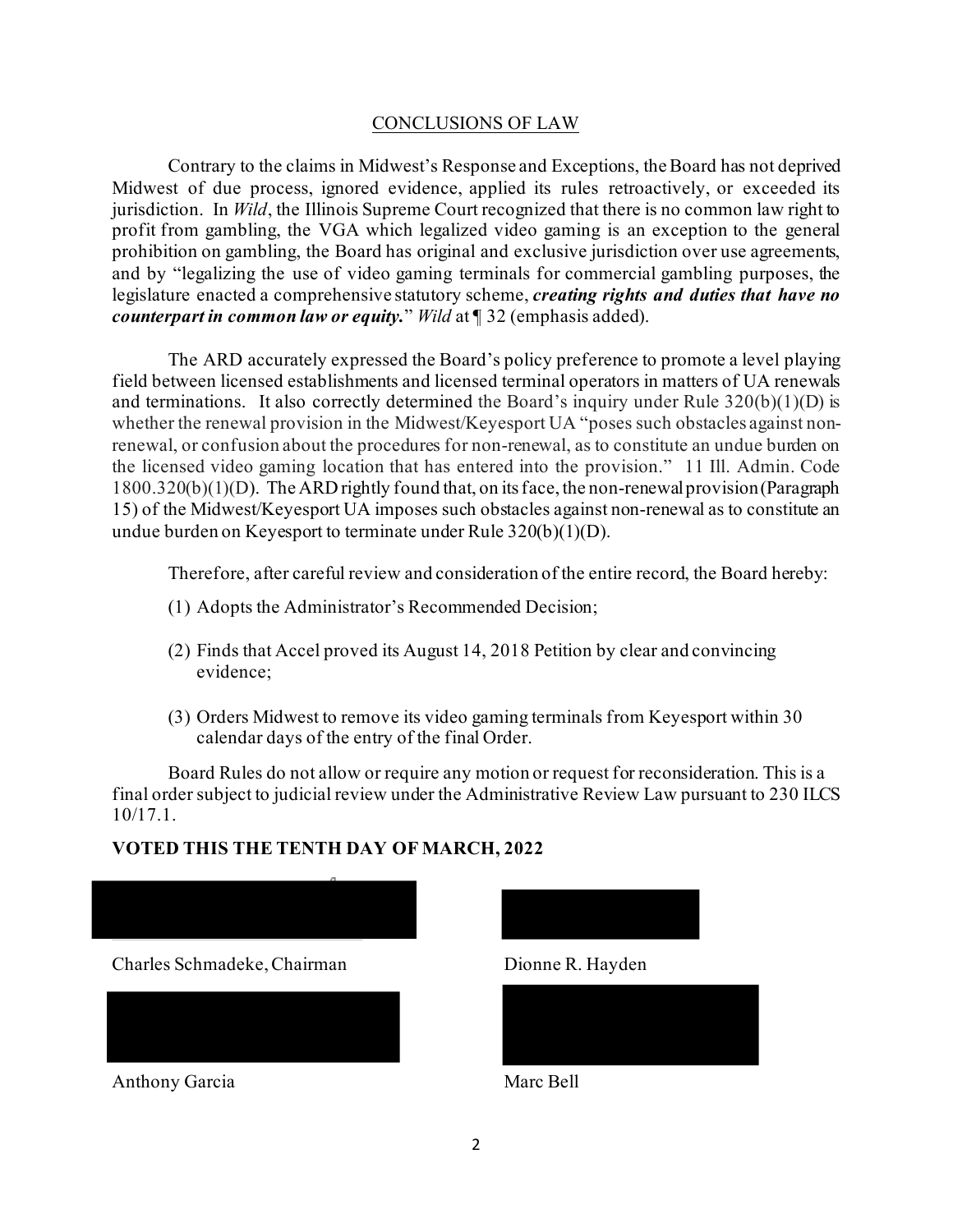## CONCLUSIONS OF LAW

Contrary to the claims in Midwest's Response and Exceptions, the Board has not deprived Midwest of due process, ignored evidence, applied its rules retroactively, or exceeded its jurisdiction. In *Wild*, the Illinois Supreme Court recognized that there is no common law right to profit from gambling, the VGA which legalized video gaming is an exception to the general prohibition on gambling, the Board has original and exclusive jurisdiction over use agreements, and by "legalizing the use of video gaming terminals for commercial gambling purposes, the legislature enacted a comprehensive statutory scheme, ***creating rights and duties that have no counterpart in common law or equity.***" *Wild* at ¶ 32 (emphasis added).

The ARD accurately expressed the Board's policy preference to promote a level playing field between licensed establishments and licensed terminal operators in matters of UA renewals and terminations. It also correctly determined the Board's inquiry under Rule 320(b)(1)(D) is whether the renewal provision in the Midwest/Keyesport UA "poses such obstacles against non-renewal, or confusion about the procedures for non-renewal, as to constitute an undue burden on the licensed video gaming location that has entered into the provision." 11 Ill. Admin. Code 1800.320(b)(1)(D). The ARD rightly found that, on its face, the non-renewal provision (Paragraph 15) of the Midwest/Keyesport UA imposes such obstacles against non-renewal as to constitute an undue burden on Keyesport to terminate under Rule 320(b)(1)(D).

Therefore, after careful review and consideration of the entire record, the Board hereby:

1. Adopts the Administrator's Recommended Decision;
2. Finds that Accel proved its August 14, 2018 Petition by clear and convincing evidence;
3. Orders Midwest to remove its video gaming terminals from Keyesport within 30 calendar days of the entry of the final Order.

Board Rules do not allow or require any motion or request for reconsideration. This is a final order subject to judicial review under the Administrative Review Law pursuant to 230 ILCS 10/17.1.

**VOTED THIS THE TENTH DAY OF MARCH, 2022**

Charles Schmadeke, Chairman

Dionne R. Hayden

Anthony Garcia

Marc Bell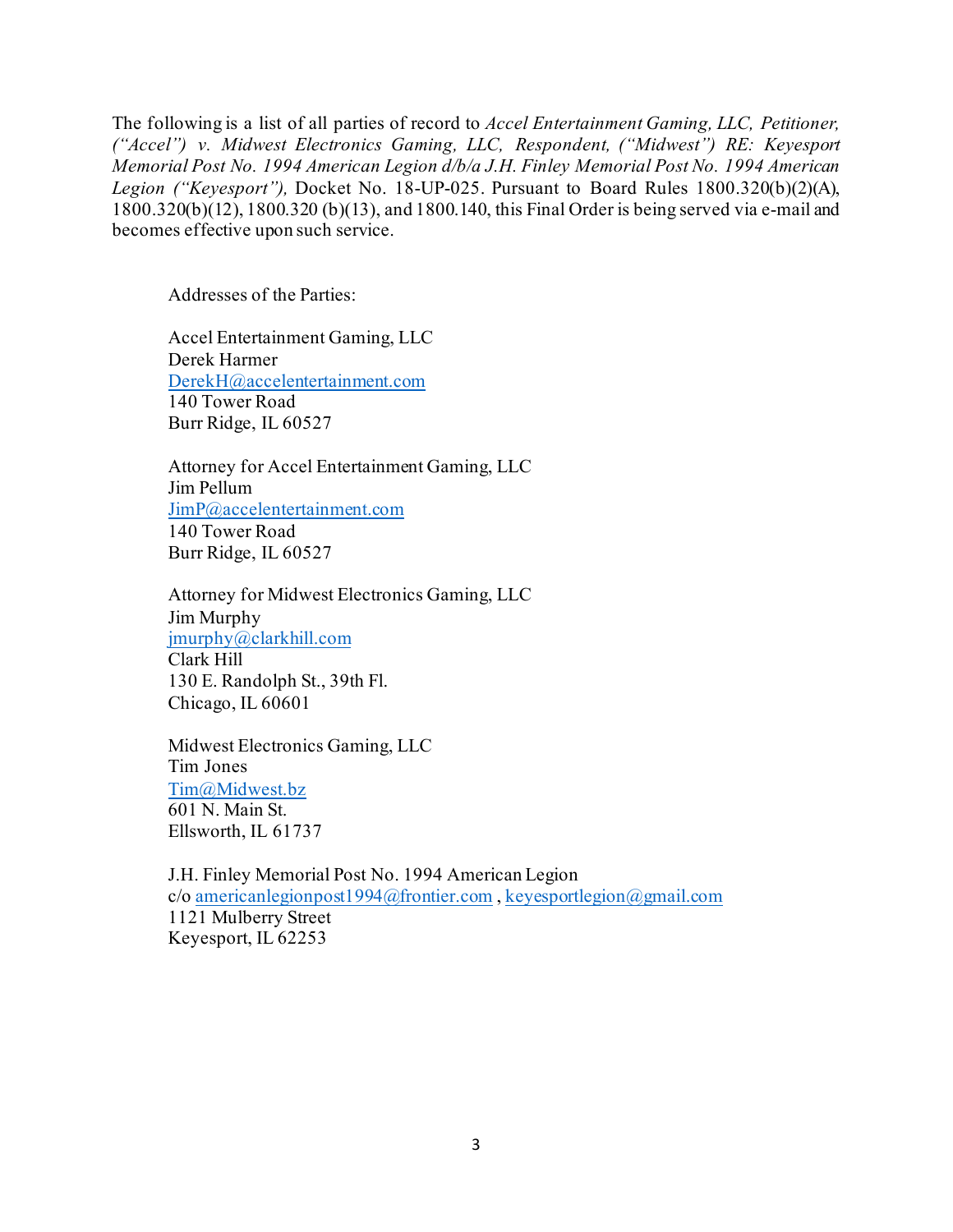The following is a list of all parties of record to *Accel Entertainment Gaming, LLC, Petitioner, ("Accel") v. Midwest Electronics Gaming, LLC, Respondent, ("Midwest") RE: Keyesport Memorial Post No. 1994 American Legion d/b/a J.H. Finley Memorial Post No. 1994 American Legion ("Keyesport"),* Docket No. 18-UP-025. Pursuant to Board Rules 1800.320(b)(2)(A), 1800.320(b)(12), 1800.320 (b)(13), and 1800.140, this Final Order is being served via e-mail and becomes effective upon such service.

Addresses of the Parties:

Accel Entertainment Gaming, LLC
Derek Harmer
DerekH@accelentertainment.com
140 Tower Road
Burr Ridge, IL 60527

Attorney for Accel Entertainment Gaming, LLC
Jim Pellum
JimP@accelentertainment.com
140 Tower Road
Burr Ridge, IL 60527

Attorney for Midwest Electronics Gaming, LLC
Jim Murphy
jmurphy@clarkhill.com
Clark Hill
130 E. Randolph St., 39th Fl.
Chicago, IL 60601

Midwest Electronics Gaming, LLC
Tim Jones
Tim@Midwest.bz
601 N. Main St.
Ellsworth, IL 61737

J.H. Finley Memorial Post No. 1994 American Legion
c/o americanlegionpost1994@frontier.com , keyesportlegion@gmail.com
1121 Mulberry Street
Keyesport, IL 62253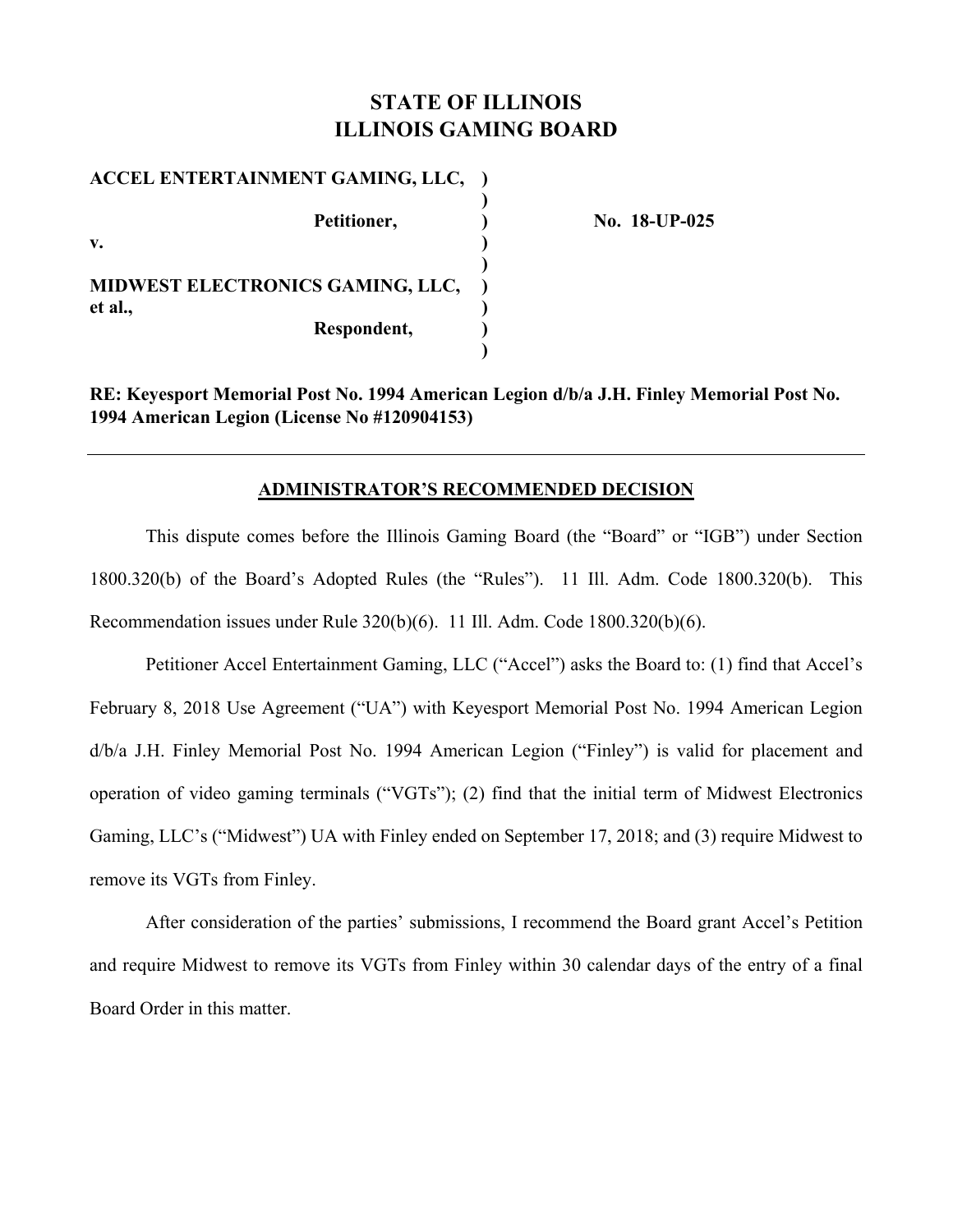# STATE OF ILLINOIS
# ILLINOIS GAMING BOARD

| | | |
|---|---|---|
| **ACCEL ENTERTAINMENT GAMING, LLC,** | **)** | |
| | **)** | |
| **Petitioner,** | **)** | **No. 18-UP-025** |
| **v.** | **)** | |
| | **)** | |
| **MIDWEST ELECTRONICS GAMING, LLC, et al.,** | **)** | |
| **Respondent,** | **)** | |
| | **)** | |

**RE: Keyesport Memorial Post No. 1994 American Legion d/b/a J.H. Finley Memorial Post No. 1994 American Legion (License No #120904153)**

---

## ADMINISTRATOR'S RECOMMENDED DECISION

This dispute comes before the Illinois Gaming Board (the "Board" or "IGB") under Section 1800.320(b) of the Board's Adopted Rules (the "Rules"). 11 Ill. Adm. Code 1800.320(b). This Recommendation issues under Rule 320(b)(6). 11 Ill. Adm. Code 1800.320(b)(6).

Petitioner Accel Entertainment Gaming, LLC ("Accel") asks the Board to: (1) find that Accel's February 8, 2018 Use Agreement ("UA") with Keyesport Memorial Post No. 1994 American Legion d/b/a J.H. Finley Memorial Post No. 1994 American Legion ("Finley") is valid for placement and operation of video gaming terminals ("VGTs"); (2) find that the initial term of Midwest Electronics Gaming, LLC's ("Midwest") UA with Finley ended on September 17, 2018; and (3) require Midwest to remove its VGTs from Finley.

After consideration of the parties' submissions, I recommend the Board grant Accel's Petition and require Midwest to remove its VGTs from Finley within 30 calendar days of the entry of a final Board Order in this matter.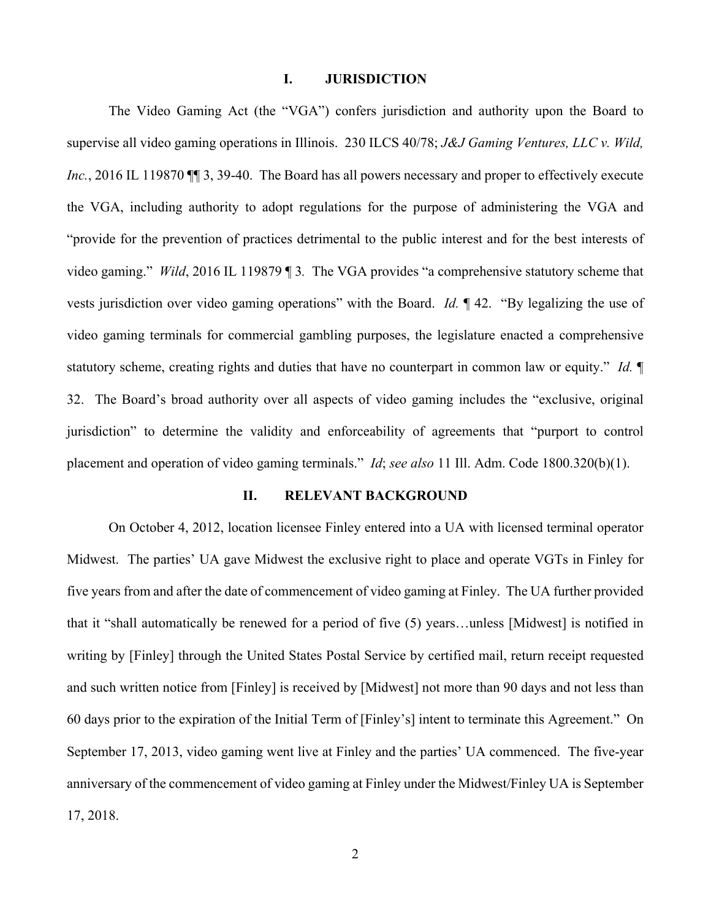## I. JURISDICTION

The Video Gaming Act (the "VGA") confers jurisdiction and authority upon the Board to supervise all video gaming operations in Illinois. 230 ILCS 40/78; *J&J Gaming Ventures, LLC v. Wild, Inc.*, 2016 IL 119870 ¶¶ 3, 39-40. The Board has all powers necessary and proper to effectively execute the VGA, including authority to adopt regulations for the purpose of administering the VGA and "provide for the prevention of practices detrimental to the public interest and for the best interests of video gaming." *Wild*, 2016 IL 119879 ¶ 3. The VGA provides "a comprehensive statutory scheme that vests jurisdiction over video gaming operations" with the Board. *Id.* ¶ 42. "By legalizing the use of video gaming terminals for commercial gambling purposes, the legislature enacted a comprehensive statutory scheme, creating rights and duties that have no counterpart in common law or equity." *Id.* ¶ 32. The Board's broad authority over all aspects of video gaming includes the "exclusive, original jurisdiction" to determine the validity and enforceability of agreements that "purport to control placement and operation of video gaming terminals." *Id*; *see also* 11 Ill. Adm. Code 1800.320(b)(1).

## II. RELEVANT BACKGROUND

On October 4, 2012, location licensee Finley entered into a UA with licensed terminal operator Midwest. The parties' UA gave Midwest the exclusive right to place and operate VGTs in Finley for five years from and after the date of commencement of video gaming at Finley. The UA further provided that it "shall automatically be renewed for a period of five (5) years…unless [Midwest] is notified in writing by [Finley] through the United States Postal Service by certified mail, return receipt requested and such written notice from [Finley] is received by [Midwest] not more than 90 days and not less than 60 days prior to the expiration of the Initial Term of [Finley's] intent to terminate this Agreement." On September 17, 2013, video gaming went live at Finley and the parties' UA commenced. The five-year anniversary of the commencement of video gaming at Finley under the Midwest/Finley UA is September 17, 2018.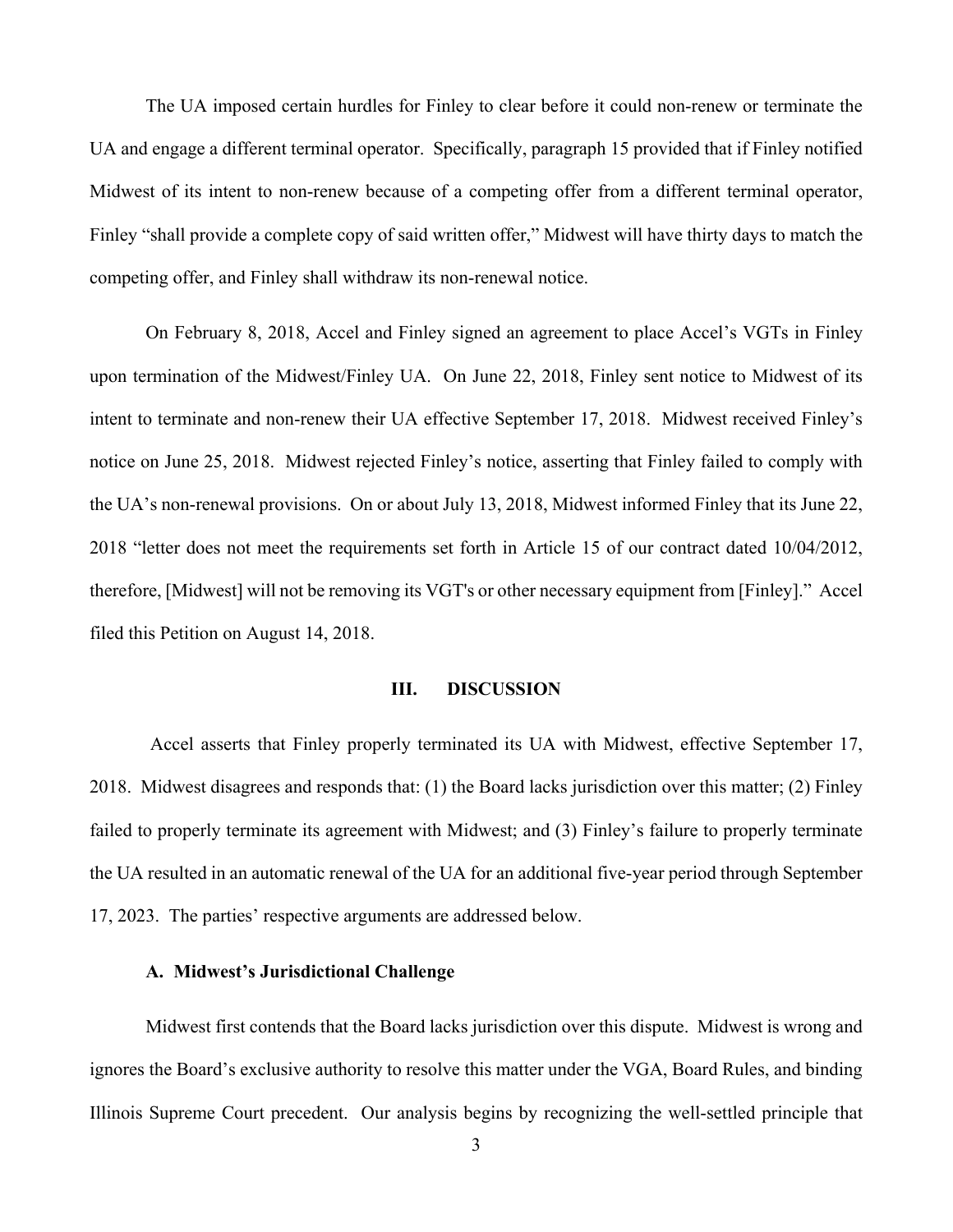The UA imposed certain hurdles for Finley to clear before it could non-renew or terminate the UA and engage a different terminal operator. Specifically, paragraph 15 provided that if Finley notified Midwest of its intent to non-renew because of a competing offer from a different terminal operator, Finley "shall provide a complete copy of said written offer," Midwest will have thirty days to match the competing offer, and Finley shall withdraw its non-renewal notice.

On February 8, 2018, Accel and Finley signed an agreement to place Accel's VGTs in Finley upon termination of the Midwest/Finley UA. On June 22, 2018, Finley sent notice to Midwest of its intent to terminate and non-renew their UA effective September 17, 2018. Midwest received Finley's notice on June 25, 2018. Midwest rejected Finley's notice, asserting that Finley failed to comply with the UA's non-renewal provisions. On or about July 13, 2018, Midwest informed Finley that its June 22, 2018 "letter does not meet the requirements set forth in Article 15 of our contract dated 10/04/2012, therefore, [Midwest] will not be removing its VGT's or other necessary equipment from [Finley]." Accel filed this Petition on August 14, 2018.

## III. DISCUSSION

Accel asserts that Finley properly terminated its UA with Midwest, effective September 17, 2018. Midwest disagrees and responds that: (1) the Board lacks jurisdiction over this matter; (2) Finley failed to properly terminate its agreement with Midwest; and (3) Finley's failure to properly terminate the UA resulted in an automatic renewal of the UA for an additional five-year period through September 17, 2023. The parties' respective arguments are addressed below.

### A. Midwest's Jurisdictional Challenge

Midwest first contends that the Board lacks jurisdiction over this dispute. Midwest is wrong and ignores the Board's exclusive authority to resolve this matter under the VGA, Board Rules, and binding Illinois Supreme Court precedent. Our analysis begins by recognizing the well-settled principle that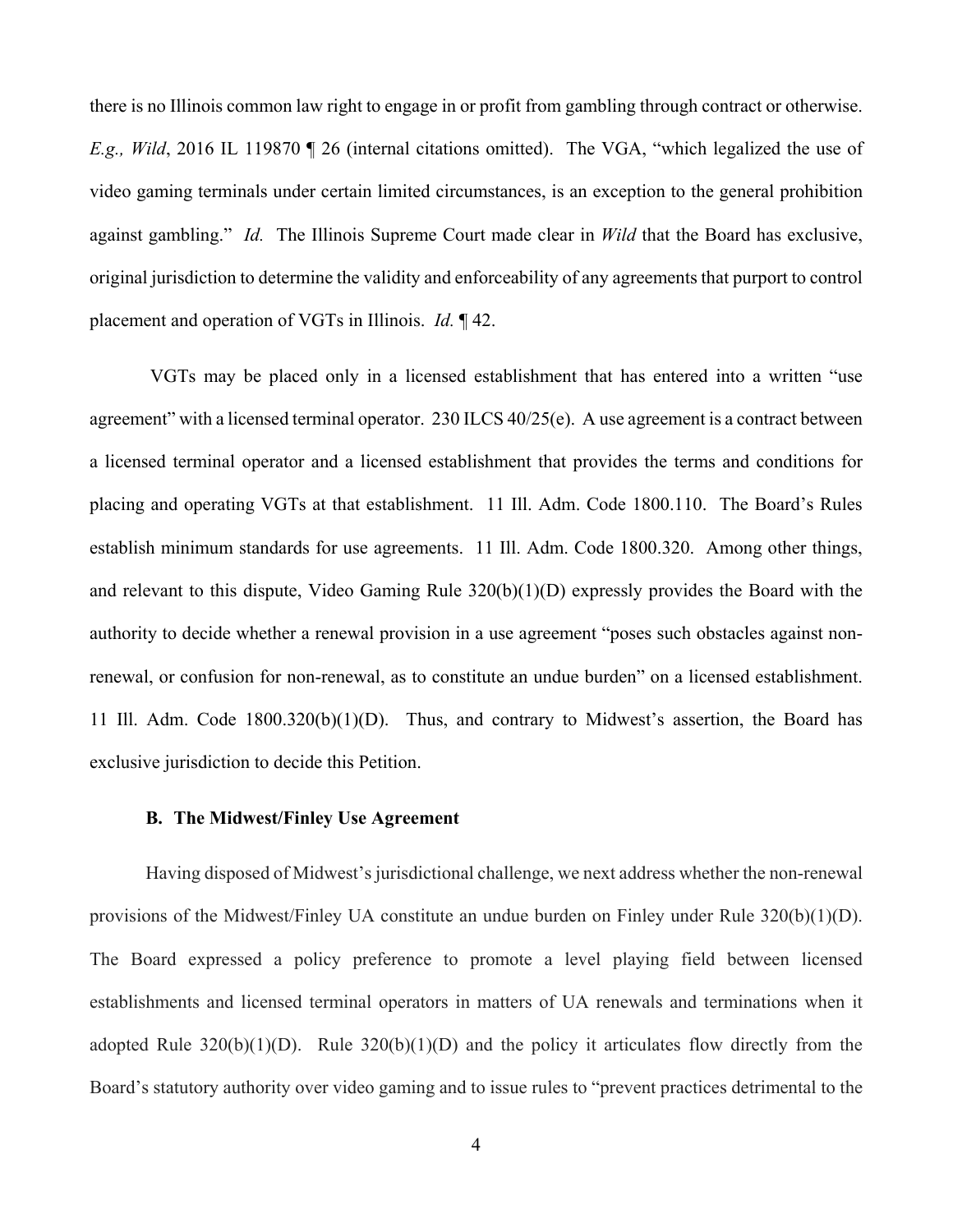there is no Illinois common law right to engage in or profit from gambling through contract or otherwise. *E.g., Wild*, 2016 IL 119870 ¶ 26 (internal citations omitted). The VGA, "which legalized the use of video gaming terminals under certain limited circumstances, is an exception to the general prohibition against gambling." *Id.* The Illinois Supreme Court made clear in *Wild* that the Board has exclusive, original jurisdiction to determine the validity and enforceability of any agreements that purport to control placement and operation of VGTs in Illinois. *Id.* ¶ 42.

VGTs may be placed only in a licensed establishment that has entered into a written "use agreement" with a licensed terminal operator. 230 ILCS 40/25(e). A use agreement is a contract between a licensed terminal operator and a licensed establishment that provides the terms and conditions for placing and operating VGTs at that establishment. 11 Ill. Adm. Code 1800.110. The Board's Rules establish minimum standards for use agreements. 11 Ill. Adm. Code 1800.320. Among other things, and relevant to this dispute, Video Gaming Rule 320(b)(1)(D) expressly provides the Board with the authority to decide whether a renewal provision in a use agreement "poses such obstacles against non-renewal, or confusion for non-renewal, as to constitute an undue burden" on a licensed establishment. 11 Ill. Adm. Code 1800.320(b)(1)(D). Thus, and contrary to Midwest's assertion, the Board has exclusive jurisdiction to decide this Petition.

**B. The Midwest/Finley Use Agreement**

Having disposed of Midwest's jurisdictional challenge, we next address whether the non-renewal provisions of the Midwest/Finley UA constitute an undue burden on Finley under Rule 320(b)(1)(D). The Board expressed a policy preference to promote a level playing field between licensed establishments and licensed terminal operators in matters of UA renewals and terminations when it adopted Rule 320(b)(1)(D). Rule 320(b)(1)(D) and the policy it articulates flow directly from the Board's statutory authority over video gaming and to issue rules to "prevent practices detrimental to the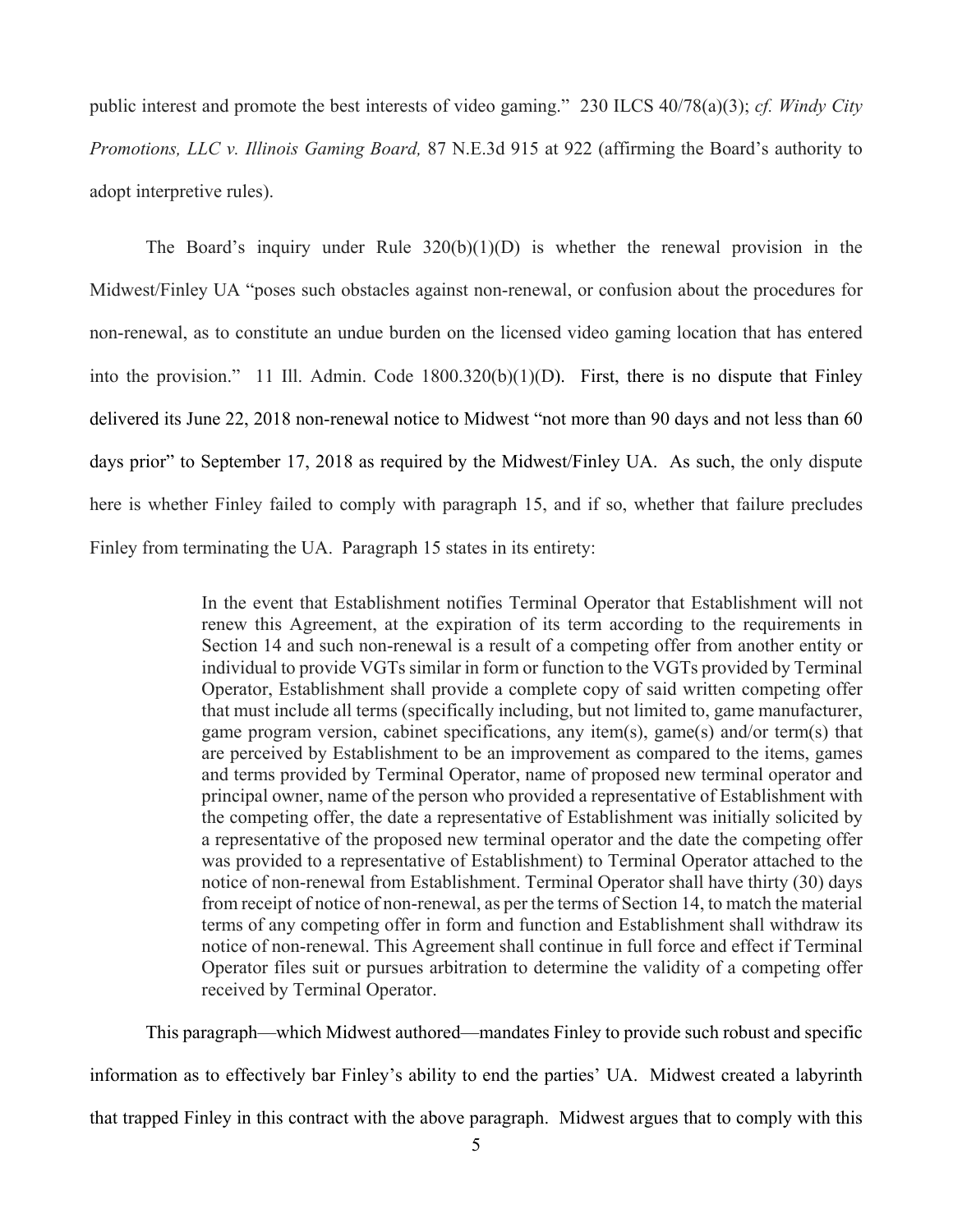public interest and promote the best interests of video gaming." 230 ILCS 40/78(a)(3); *cf. Windy City Promotions, LLC v. Illinois Gaming Board,* 87 N.E.3d 915 at 922 (affirming the Board's authority to adopt interpretive rules).

The Board's inquiry under Rule 320(b)(1)(D) is whether the renewal provision in the Midwest/Finley UA "poses such obstacles against non-renewal, or confusion about the procedures for non-renewal, as to constitute an undue burden on the licensed video gaming location that has entered into the provision." 11 Ill. Admin. Code 1800.320(b)(1)(D). First, there is no dispute that Finley delivered its June 22, 2018 non-renewal notice to Midwest "not more than 90 days and not less than 60 days prior" to September 17, 2018 as required by the Midwest/Finley UA. As such, the only dispute here is whether Finley failed to comply with paragraph 15, and if so, whether that failure precludes Finley from terminating the UA. Paragraph 15 states in its entirety:

> In the event that Establishment notifies Terminal Operator that Establishment will not renew this Agreement, at the expiration of its term according to the requirements in Section 14 and such non-renewal is a result of a competing offer from another entity or individual to provide VGTs similar in form or function to the VGTs provided by Terminal Operator, Establishment shall provide a complete copy of said written competing offer that must include all terms (specifically including, but not limited to, game manufacturer, game program version, cabinet specifications, any item(s), game(s) and/or term(s) that are perceived by Establishment to be an improvement as compared to the items, games and terms provided by Terminal Operator, name of proposed new terminal operator and principal owner, name of the person who provided a representative of Establishment with the competing offer, the date a representative of Establishment was initially solicited by a representative of the proposed new terminal operator and the date the competing offer was provided to a representative of Establishment) to Terminal Operator attached to the notice of non-renewal from Establishment. Terminal Operator shall have thirty (30) days from receipt of notice of non-renewal, as per the terms of Section 14, to match the material terms of any competing offer in form and function and Establishment shall withdraw its notice of non-renewal. This Agreement shall continue in full force and effect if Terminal Operator files suit or pursues arbitration to determine the validity of a competing offer received by Terminal Operator.

This paragraph—which Midwest authored—mandates Finley to provide such robust and specific information as to effectively bar Finley's ability to end the parties' UA. Midwest created a labyrinth that trapped Finley in this contract with the above paragraph. Midwest argues that to comply with this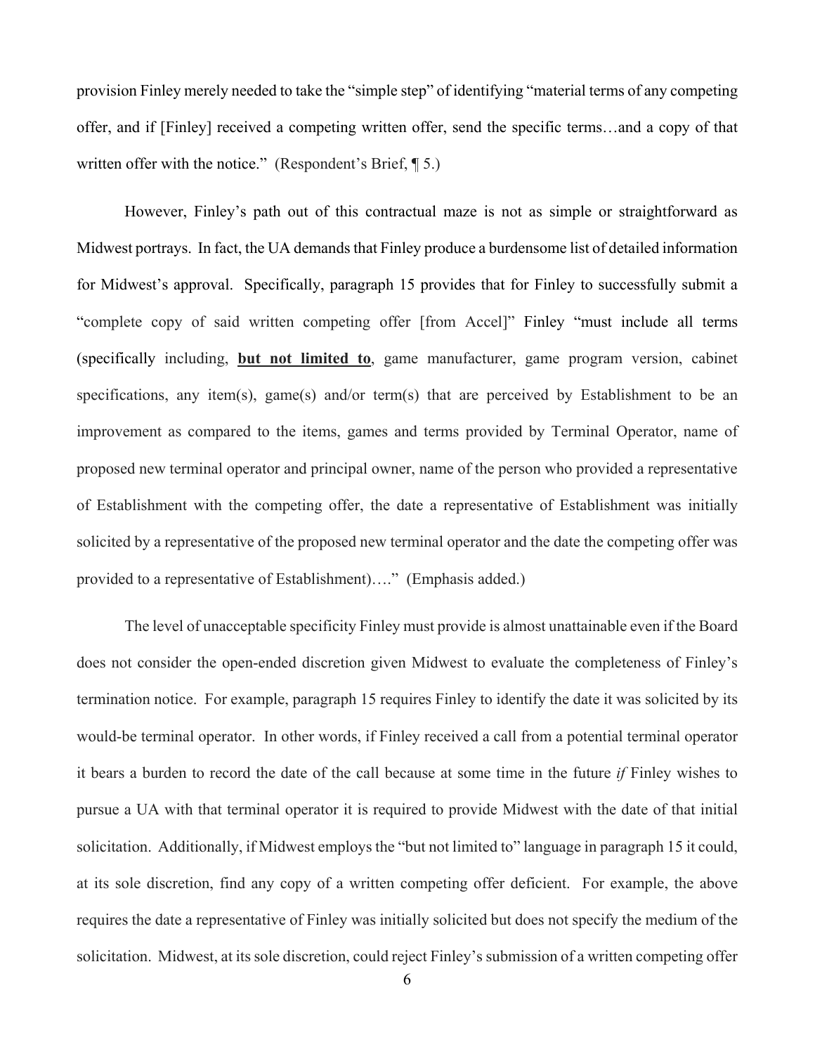provision Finley merely needed to take the "simple step" of identifying "material terms of any competing offer, and if [Finley] received a competing written offer, send the specific terms…and a copy of that written offer with the notice." (Respondent's Brief, ¶ 5.)

However, Finley's path out of this contractual maze is not as simple or straightforward as Midwest portrays. In fact, the UA demands that Finley produce a burdensome list of detailed information for Midwest's approval. Specifically, paragraph 15 provides that for Finley to successfully submit a "complete copy of said written competing offer [from Accel]" Finley "must include all terms (specifically including, **but not limited to**, game manufacturer, game program version, cabinet specifications, any item(s), game(s) and/or term(s) that are perceived by Establishment to be an improvement as compared to the items, games and terms provided by Terminal Operator, name of proposed new terminal operator and principal owner, name of the person who provided a representative of Establishment with the competing offer, the date a representative of Establishment was initially solicited by a representative of the proposed new terminal operator and the date the competing offer was provided to a representative of Establishment)…." (Emphasis added.)

The level of unacceptable specificity Finley must provide is almost unattainable even if the Board does not consider the open-ended discretion given Midwest to evaluate the completeness of Finley's termination notice. For example, paragraph 15 requires Finley to identify the date it was solicited by its would-be terminal operator. In other words, if Finley received a call from a potential terminal operator it bears a burden to record the date of the call because at some time in the future *if* Finley wishes to pursue a UA with that terminal operator it is required to provide Midwest with the date of that initial solicitation. Additionally, if Midwest employs the "but not limited to" language in paragraph 15 it could, at its sole discretion, find any copy of a written competing offer deficient. For example, the above requires the date a representative of Finley was initially solicited but does not specify the medium of the solicitation. Midwest, at its sole discretion, could reject Finley's submission of a written competing offer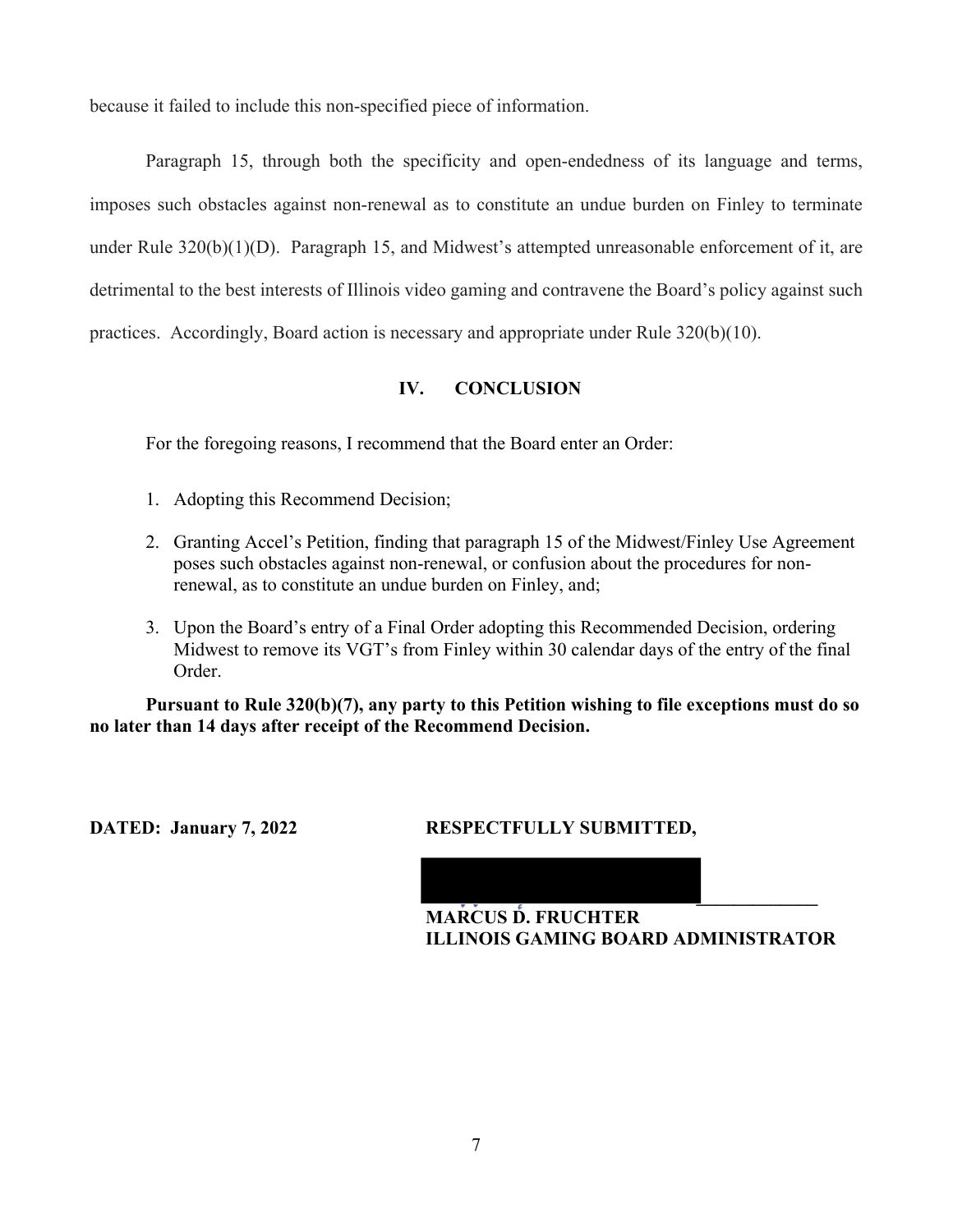because it failed to include this non-specified piece of information.

Paragraph 15, through both the specificity and open-endedness of its language and terms, imposes such obstacles against non-renewal as to constitute an undue burden on Finley to terminate under Rule 320(b)(1)(D). Paragraph 15, and Midwest's attempted unreasonable enforcement of it, are detrimental to the best interests of Illinois video gaming and contravene the Board's policy against such practices. Accordingly, Board action is necessary and appropriate under Rule 320(b)(10).

## IV. CONCLUSION

For the foregoing reasons, I recommend that the Board enter an Order:

1. Adopting this Recommend Decision;
2. Granting Accel's Petition, finding that paragraph 15 of the Midwest/Finley Use Agreement poses such obstacles against non-renewal, or confusion about the procedures for non-renewal, as to constitute an undue burden on Finley, and;
3. Upon the Board's entry of a Final Order adopting this Recommended Decision, ordering Midwest to remove its VGT's from Finley within 30 calendar days of the entry of the final Order.

**Pursuant to Rule 320(b)(7), any party to this Petition wishing to file exceptions must do so no later than 14 days after receipt of the Recommend Decision.**

**DATED: January 7, 2022**

**RESPECTFULLY SUBMITTED,**

**MARCUS D. FRUCHTER**
**ILLINOIS GAMING BOARD ADMINISTRATOR**